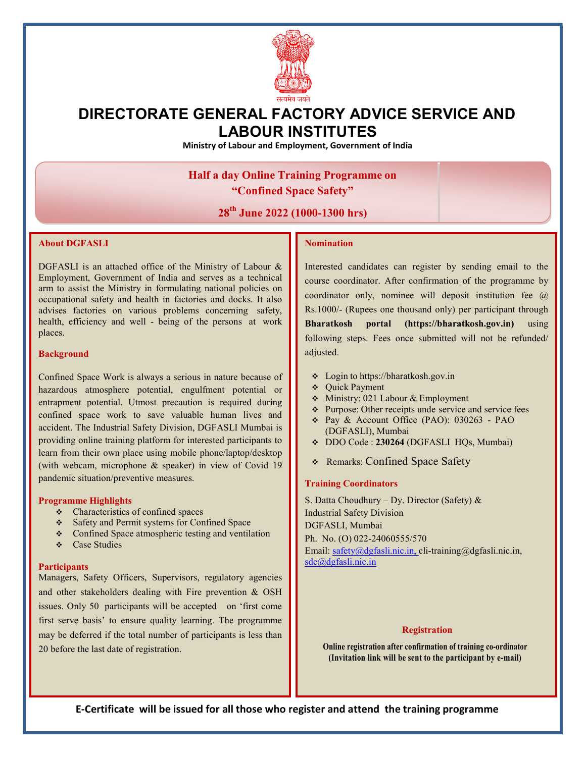सत्यमेव जयते

# DIRECTORATE GENERAL FACTORY ADVICE SERVICE AND LABOUR INSTITUTES

**Ministry of Labour and Employment, Government of India**

## Half a day Online Training Programme on "Confined Space Safety"

## 28th June 2022 (1000-1300 hrs)

### About DGFASLI

DGFASLI is an attached office of the Ministry of Labour & Employment, Government of India and serves as a technical arm to assist the Ministry in formulating national policies on occupational safety and health in factories and docks. It also advises factories on various problems concerning safety, health, efficiency and well - being of the persons at work places.

### Background

Confined Space Work is always a serious in nature because of hazardous atmosphere potential, engulfment potential or entrapment potential. Utmost precaution is required during confined space work to save valuable human lives and accident. The Industrial Safety Division, DGFASLI Mumbai is providing online training platform for interested participants to learn from their own place using mobile phone/laptop/desktop (with webcam, microphone & speaker) in view of Covid 19 pandemic situation/preventive measures.

### Programme Highlights

- Characteristics of confined spaces
- Safety and Permit systems for Confined Space
- Confined Space atmospheric testing and ventilation
- Case Studies

### Participants

Managers, Safety Officers, Supervisors, regulatory agencies and other stakeholders dealing with Fire prevention & OSH issues. Only 50 participants will be accepted on 'first come first serve basis' to ensure quality learning. The programme may be deferred if the total number of participants is less than 20 before the last date of registration.

### Nomination

Interested candidates can register by sending email to the course coordinator. After confirmation of the programme by coordinator only, nominee will deposit institution fee @ Rs.1000/- (Rupees one thousand only) per participant through **Bharatkosh portal (https://bharatkosh.gov.in)** using following steps. Fees once submitted will not be refunded/ adjusted.

- Login to https://bharatkosh.gov.in
- Quick Payment
- Ministry: 021 Labour & Employment
- Purpose: Other receipts unde service and service fees
- Pay & Account Office (PAO): 030263 - PAO (DGFASLI), Mumbai
- DDO Code : **230264** (DGFASLI HQs, Mumbai)
- Remarks: Confined Space Safety

### Training Coordinators

S. Datta Choudhury – Dy. Director (Safety) &
Industrial Safety Division
DGFASLI, Mumbai
Ph. No. (O) 022-24060555/570
Email: safety@dgfasli.nic.in, cli-training@dgfasli.nic.in, sdc@dgfasli.nic.in

### Registration

**Online registration after confirmation of training co-ordinator (Invitation link will be sent to the participant by e-mail)**

**E-Certificate will be issued for all those who register and attend the training programme**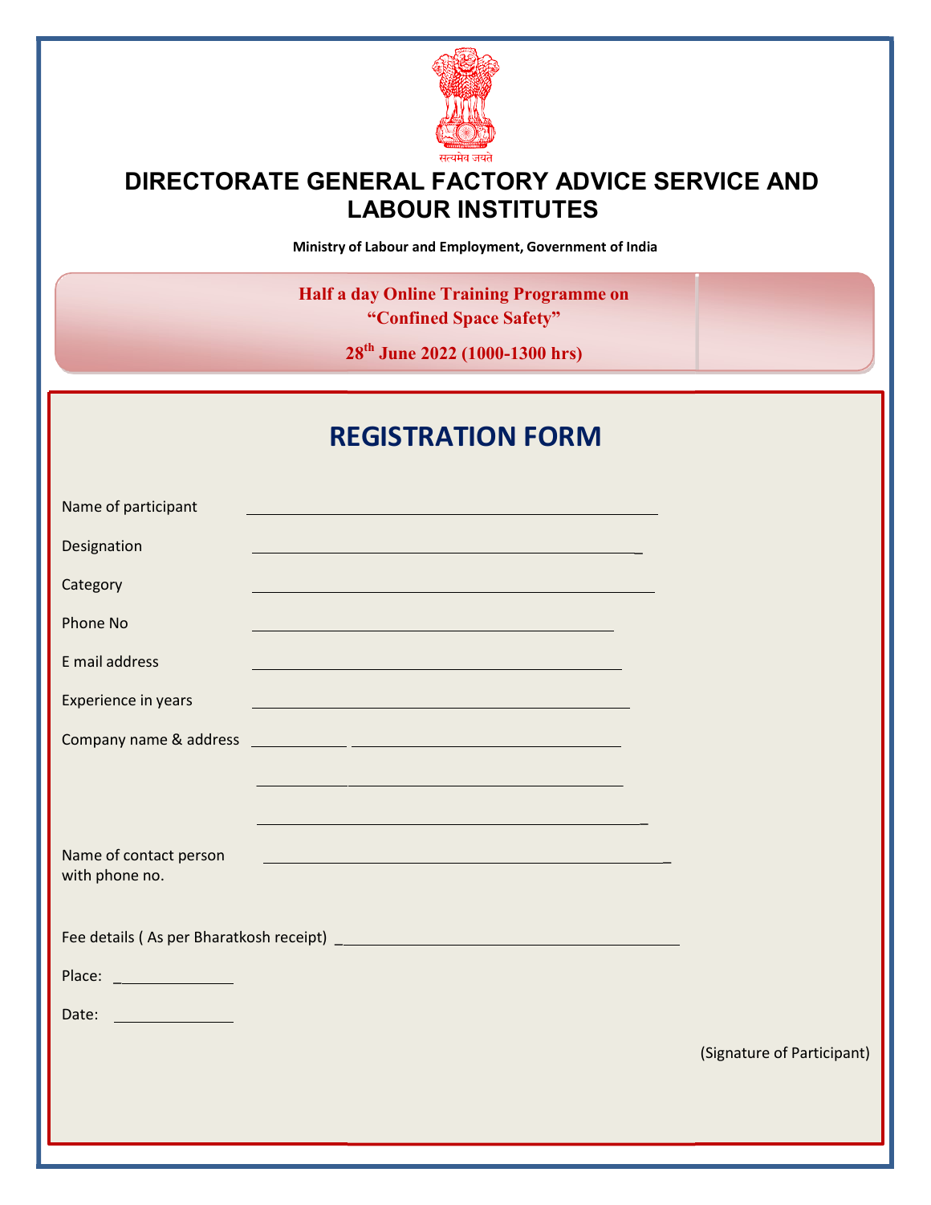सत्यमेव जयते

# DIRECTORATE GENERAL FACTORY ADVICE SERVICE AND LABOUR INSTITUTES

**Ministry of Labour and Employment, Government of India**

**Half a day Online Training Programme on "Confined Space Safety"**

**28th June 2022 (1000-1300 hrs)**

## REGISTRATION FORM

Name of participant ______________________________

Designation ______________________________

Category ______________________________

Phone No ______________________________

E mail address ______________________________

Experience in years ______________________________

Company name & address ______________________________

______________________________

______________________________

Name of contact person with phone no. ______________________________

Fee details ( As per Bharatkosh receipt) ______________________________

Place: ______________

Date: ______________

(Signature of Participant)